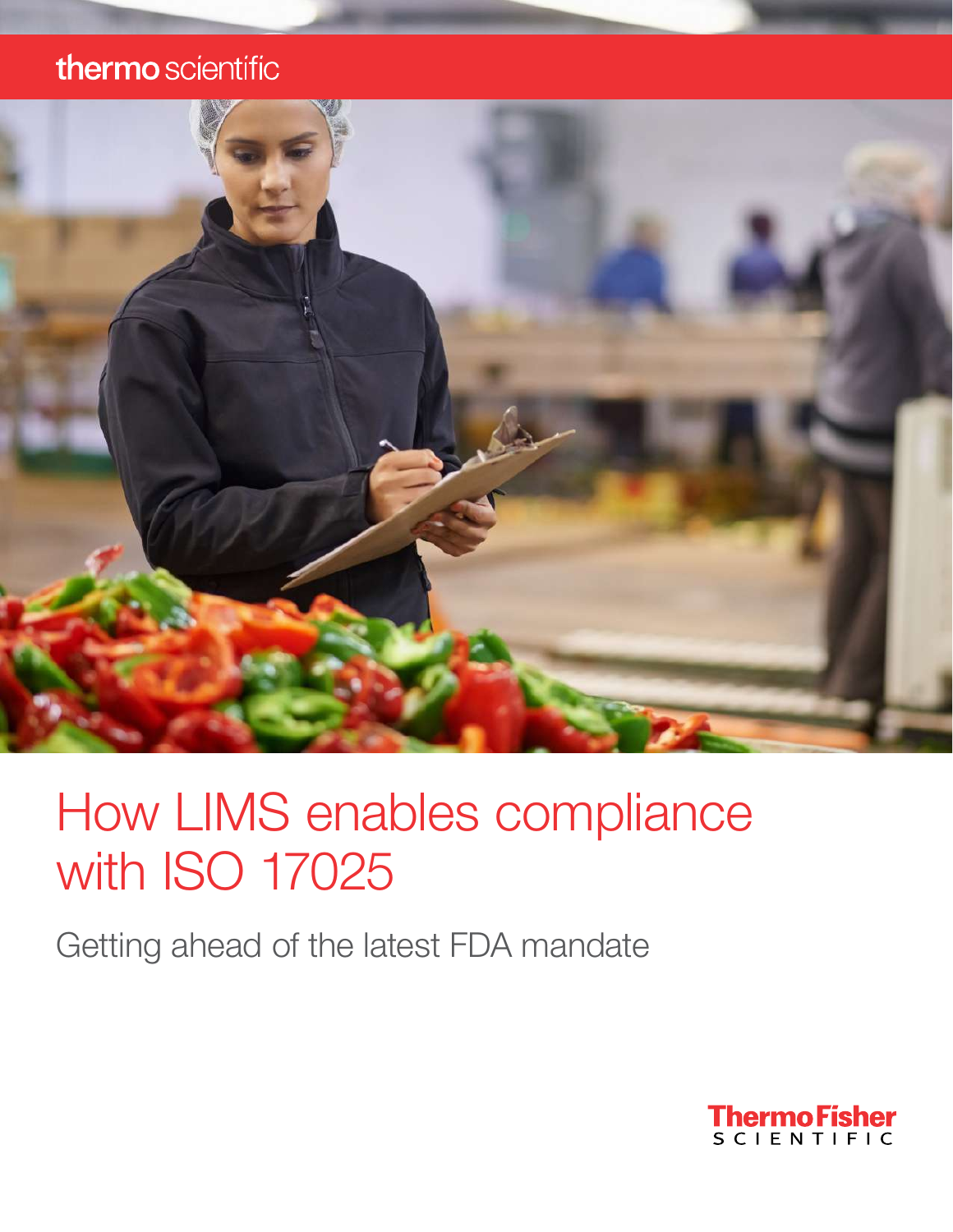thermo scientific

# How LIMS enables compliance with ISO 17025

## Getting ahead of the latest FDA mandate

ThermoFisher SCIENTIFIC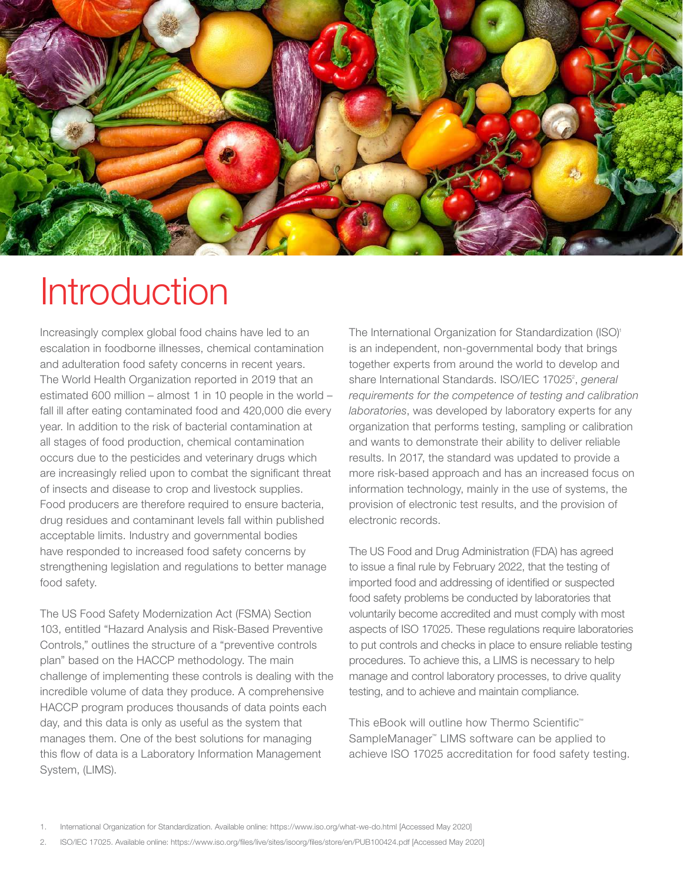# Introduction

Increasingly complex global food chains have led to an escalation in foodborne illnesses, chemical contamination and adulteration food safety concerns in recent years. The World Health Organization reported in 2019 that an estimated 600 million – almost 1 in 10 people in the world – fall ill after eating contaminated food and 420,000 die every year. In addition to the risk of bacterial contamination at all stages of food production, chemical contamination occurs due to the pesticides and veterinary drugs which are increasingly relied upon to combat the significant threat of insects and disease to crop and livestock supplies. Food producers are therefore required to ensure bacteria, drug residues and contaminant levels fall within published acceptable limits. Industry and governmental bodies have responded to increased food safety concerns by strengthening legislation and regulations to better manage food safety.

The US Food Safety Modernization Act (FSMA) Section 103, entitled "Hazard Analysis and Risk-Based Preventive Controls," outlines the structure of a "preventive controls plan" based on the HACCP methodology. The main challenge of implementing these controls is dealing with the incredible volume of data they produce. A comprehensive HACCP program produces thousands of data points each day, and this data is only as useful as the system that manages them. One of the best solutions for managing this flow of data is a Laboratory Information Management System, (LIMS).

The International Organization for Standardization (ISO)[1] is an independent, non-governmental body that brings together experts from around the world to develop and share International Standards. ISO/IEC 17025[2], *general requirements for the competence of testing and calibration laboratories*, was developed by laboratory experts for any organization that performs testing, sampling or calibration and wants to demonstrate their ability to deliver reliable results. In 2017, the standard was updated to provide a more risk-based approach and has an increased focus on information technology, mainly in the use of systems, the provision of electronic test results, and the provision of electronic records.

The US Food and Drug Administration (FDA) has agreed to issue a final rule by February 2022, that the testing of imported food and addressing of identified or suspected food safety problems be conducted by laboratories that voluntarily become accredited and must comply with most aspects of ISO 17025. These regulations require laboratories to put controls and checks in place to ensure reliable testing procedures. To achieve this, a LIMS is necessary to help manage and control laboratory processes, to drive quality testing, and to achieve and maintain compliance.

This eBook will outline how Thermo Scientific™ SampleManager™ LIMS software can be applied to achieve ISO 17025 accreditation for food safety testing.

1. International Organization for Standardization. Available online: https://www.iso.org/what-we-do.html [Accessed May 2020]
2. ISO/IEC 17025. Available online: https://www.iso.org/files/live/sites/isoorg/files/store/en/PUB100424.pdf [Accessed May 2020]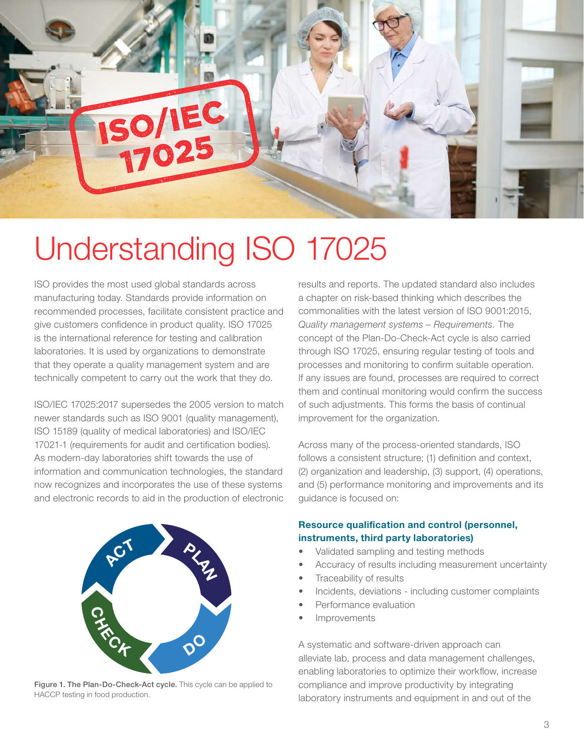# Understanding ISO 17025

ISO provides the most used global standards across manufacturing today. Standards provide information on recommended processes, facilitate consistent practice and give customers confidence in product quality. ISO 17025 is the international reference for testing and calibration laboratories. It is used by organizations to demonstrate that they operate a quality management system and are technically competent to carry out the work that they do.

ISO/IEC 17025:2017 supersedes the 2005 version to match newer standards such as ISO 9001 (quality management), ISO 15189 (quality of medical laboratories) and ISO/IEC 17021-1 (requirements for audit and certification bodies). As modern-day laboratories shift towards the use of information and communication technologies, the standard now recognizes and incorporates the use of these systems and electronic records to aid in the production of electronic results and reports. The updated standard also includes a chapter on risk-based thinking which describes the commonalities with the latest version of ISO 9001:2015, *Quality management systems – Requirements.* The concept of the Plan-Do-Check-Act cycle is also carried through ISO 17025, ensuring regular testing of tools and processes and monitoring to confirm suitable operation. If any issues are found, processes are required to correct them and continual monitoring would confirm the success of such adjustments. This forms the basis of continual improvement for the organization.

**Figure 1. The Plan-Do-Check-Act cycle.** This cycle can be applied to HACCP testing in food production.

Across many of the process-oriented standards, ISO follows a consistent structure; (1) definition and context, (2) organization and leadership, (3) support, (4) operations, and (5) performance monitoring and improvements and its guidance is focused on:

**Resource qualification and control (personnel, instruments, third party laboratories)**

- Validated sampling and testing methods
- Accuracy of results including measurement uncertainty
- Traceability of results
- Incidents, deviations - including customer complaints
- Performance evaluation
- Improvements

A systematic and software-driven approach can alleviate lab, process and data management challenges, enabling laboratories to optimize their workflow, increase compliance and improve productivity by integrating laboratory instruments and equipment in and out of the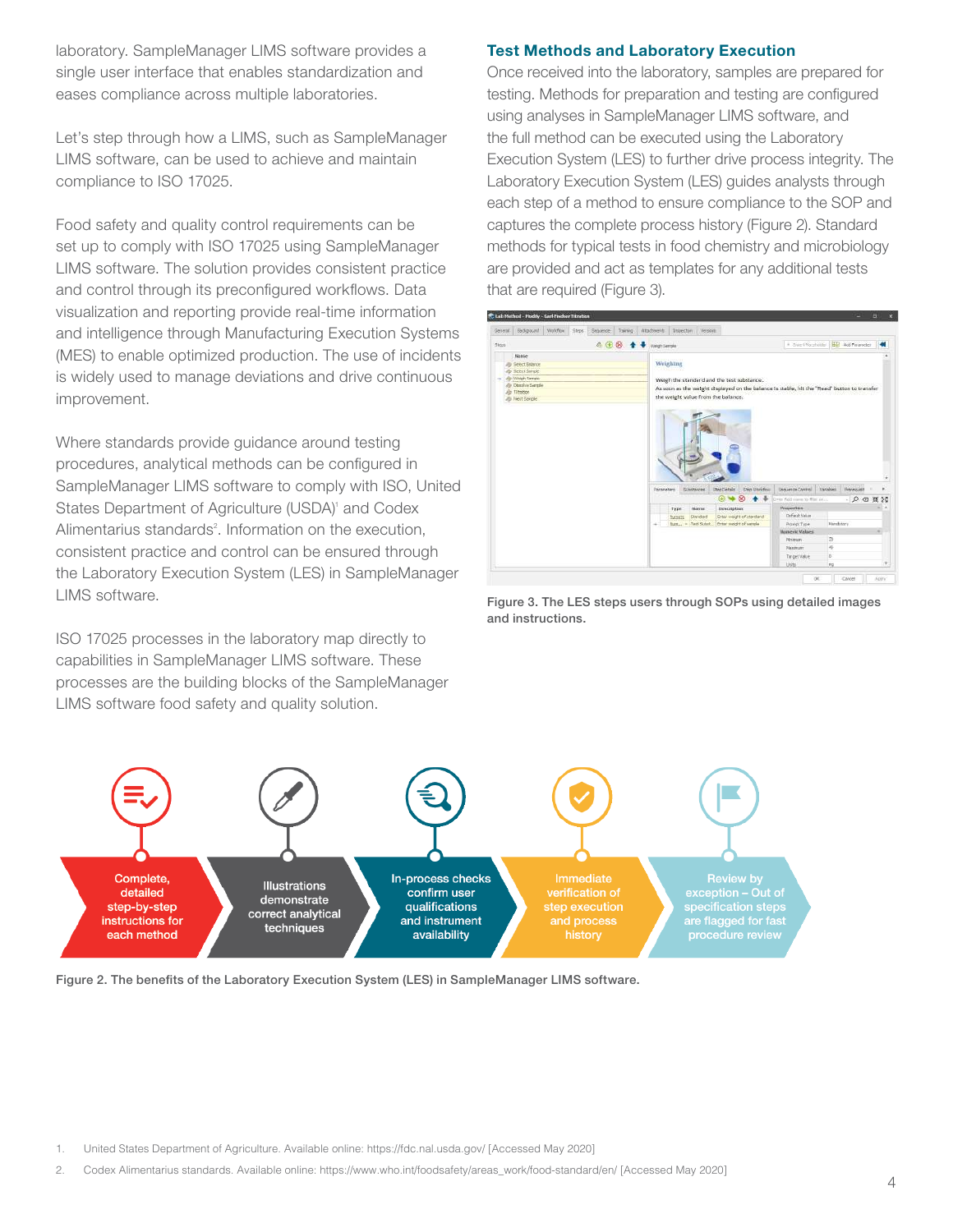laboratory. SampleManager LIMS software provides a single user interface that enables standardization and eases compliance across multiple laboratories.

Let's step through how a LIMS, such as SampleManager LIMS software, can be used to achieve and maintain compliance to ISO 17025.

Food safety and quality control requirements can be set up to comply with ISO 17025 using SampleManager LIMS software. The solution provides consistent practice and control through its preconfigured workflows. Data visualization and reporting provide real-time information and intelligence through Manufacturing Execution Systems (MES) to enable optimized production. The use of incidents is widely used to manage deviations and drive continuous improvement.

Where standards provide guidance around testing procedures, analytical methods can be configured in SampleManager LIMS software to comply with ISO, United States Department of Agriculture (USDA)[1] and Codex Alimentarius standards[2]. Information on the execution, consistent practice and control can be ensured through the Laboratory Execution System (LES) in SampleManager LIMS software.

ISO 17025 processes in the laboratory map directly to capabilities in SampleManager LIMS software. These processes are the building blocks of the SampleManager LIMS software food safety and quality solution.

## Test Methods and Laboratory Execution

Once received into the laboratory, samples are prepared for testing. Methods for preparation and testing are configured using analyses in SampleManager LIMS software, and the full method can be executed using the Laboratory Execution System (LES) to further drive process integrity. The Laboratory Execution System (LES) guides analysts through each step of a method to ensure compliance to the SOP and captures the complete process history (Figure 2). Standard methods for typical tests in food chemistry and microbiology are provided and act as templates for any additional tests that are required (Figure 3).

Figure 3. The LES steps users through SOPs using detailed images and instructions.

- Complete, detailed step-by-step instructions for each method
- Illustrations demonstrate correct analytical techniques
- In-process checks confirm user qualifications and instrument availability
- Immediate verification of step execution and process history
- Review by exception – Out of specification steps are flagged for fast procedure review

Figure 2. The benefits of the Laboratory Execution System (LES) in SampleManager LIMS software.

1. United States Department of Agriculture. Available online: https://fdc.nal.usda.gov/ [Accessed May 2020]
2. Codex Alimentarius standards. Available online: https://www.who.int/foodsafety/areas_work/food-standard/en/ [Accessed May 2020]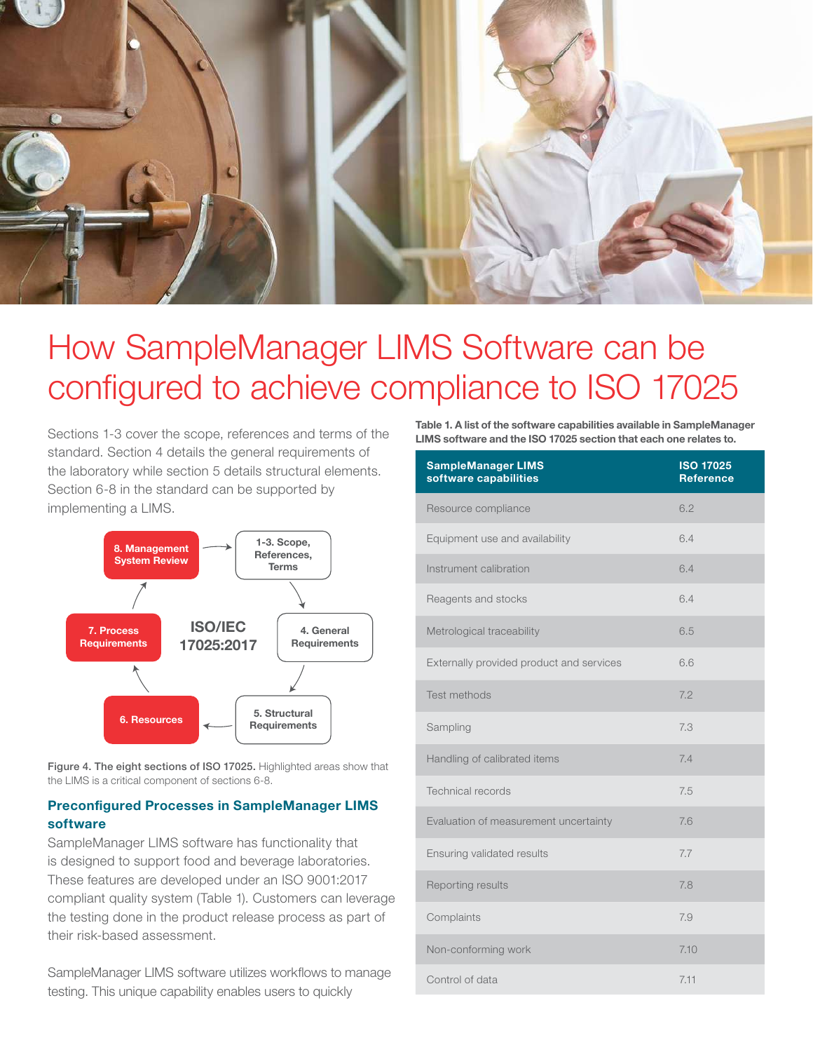# How SampleManager LIMS Software can be configured to achieve compliance to ISO 17025

Sections 1-3 cover the scope, references and terms of the standard. Section 4 details the general requirements of the laboratory while section 5 details structural elements. Section 6-8 in the standard can be supported by implementing a LIMS.

8. Management System Review → 1-3. Scope, References, Terms → 4. General Requirements → 5. Structural Requirements → 6. Resources → 7. Process Requirements → 8. Management System Review

ISO/IEC 17025:2017

**Figure 4. The eight sections of ISO 17025.** Highlighted areas show that the LIMS is a critical component of sections 6-8.

### Preconfigured Processes in SampleManager LIMS software

SampleManager LIMS software has functionality that is designed to support food and beverage laboratories. These features are developed under an ISO 9001:2017 compliant quality system (Table 1). Customers can leverage the testing done in the product release process as part of their risk-based assessment.

SampleManager LIMS software utilizes workflows to manage testing. This unique capability enables users to quickly

**Table 1. A list of the software capabilities available in SampleManager LIMS software and the ISO 17025 section that each one relates to.**

| SampleManager LIMS software capabilities | ISO 17025 Reference |
|---|---|
| Resource compliance | 6.2 |
| Equipment use and availability | 6.4 |
| Instrument calibration | 6.4 |
| Reagents and stocks | 6.4 |
| Metrological traceability | 6.5 |
| Externally provided product and services | 6.6 |
| Test methods | 7.2 |
| Sampling | 7.3 |
| Handling of calibrated items | 7.4 |
| Technical records | 7.5 |
| Evaluation of measurement uncertainty | 7.6 |
| Ensuring validated results | 7.7 |
| Reporting results | 7.8 |
| Complaints | 7.9 |
| Non-conforming work | 7.10 |
| Control of data | 7.11 |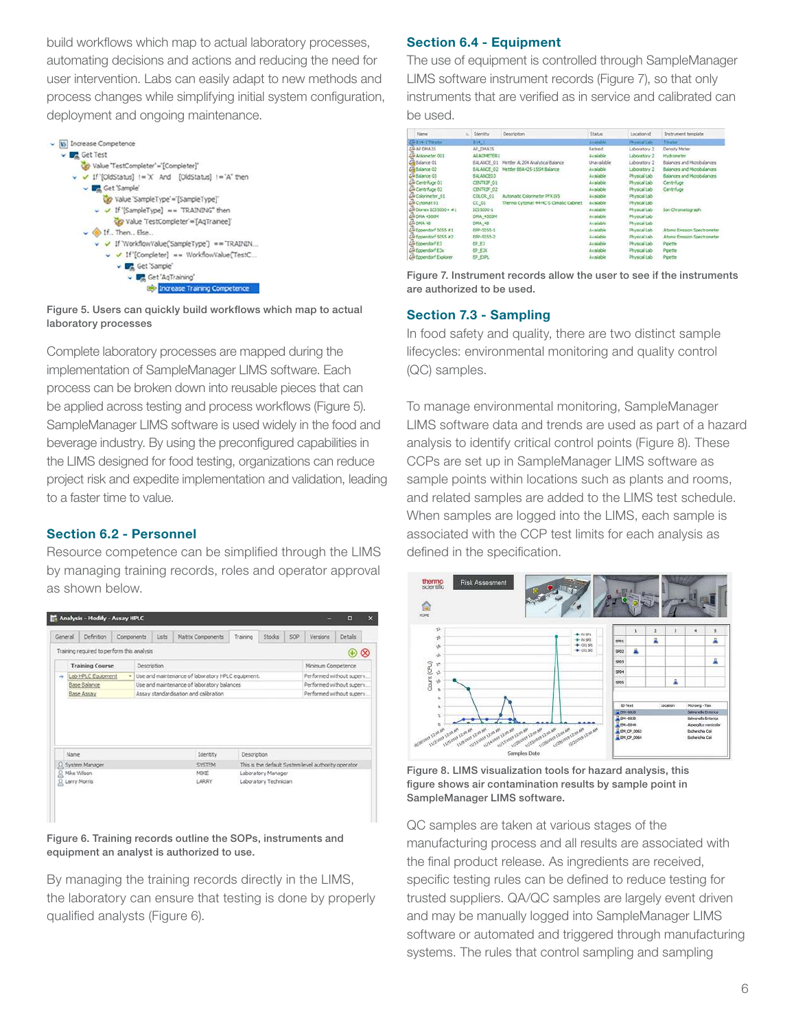build workflows which map to actual laboratory processes, automating decisions and actions and reducing the need for user intervention. Labs can easily adapt to new methods and process changes while simplifying initial system configuration, deployment and ongoing maintenance.

Figure 5. Users can quickly build workflows which map to actual laboratory processes

Complete laboratory processes are mapped during the implementation of SampleManager LIMS software. Each process can be broken down into reusable pieces that can be applied across testing and process workflows (Figure 5). SampleManager LIMS software is used widely in the food and beverage industry. By using the preconfigured capabilities in the LIMS designed for food testing, organizations can reduce project risk and expedite implementation and validation, leading to a faster time to value.

## Section 6.2 - Personnel

Resource competence can be simplified through the LIMS by managing training records, roles and operator approval as shown below.

Figure 6. Training records outline the SOPs, instruments and equipment an analyst is authorized to use.

By managing the training records directly in the LIMS, the laboratory can ensure that testing is done by properly qualified analysts (Figure 6).

## Section 6.4 - Equipment

The use of equipment is controlled through SampleManager LIMS software instrument records (Figure 7), so that only instruments that are verified as in service and calibrated can be used.

Figure 7. Instrument records allow the user to see if the instruments are authorized to be used.

## Section 7.3 - Sampling

In food safety and quality, there are two distinct sample lifecycles: environmental monitoring and quality control (QC) samples.

To manage environmental monitoring, SampleManager LIMS software data and trends are used as part of a hazard analysis to identify critical control points (Figure 8). These CCPs are set up in SampleManager LIMS software as sample points within locations such as plants and rooms, and related samples are added to the LIMS test schedule. When samples are logged into the LIMS, each sample is associated with the CCP test limits for each analysis as defined in the specification.

Figure 8. LIMS visualization tools for hazard analysis, this figure shows air contamination results by sample point in SampleManager LIMS software.

QC samples are taken at various stages of the manufacturing process and all results are associated with the final product release. As ingredients are received, specific testing rules can be defined to reduce testing for trusted suppliers. QA/QC samples are largely event driven and may be manually logged into SampleManager LIMS software or automated and triggered through manufacturing systems. The rules that control sampling and sampling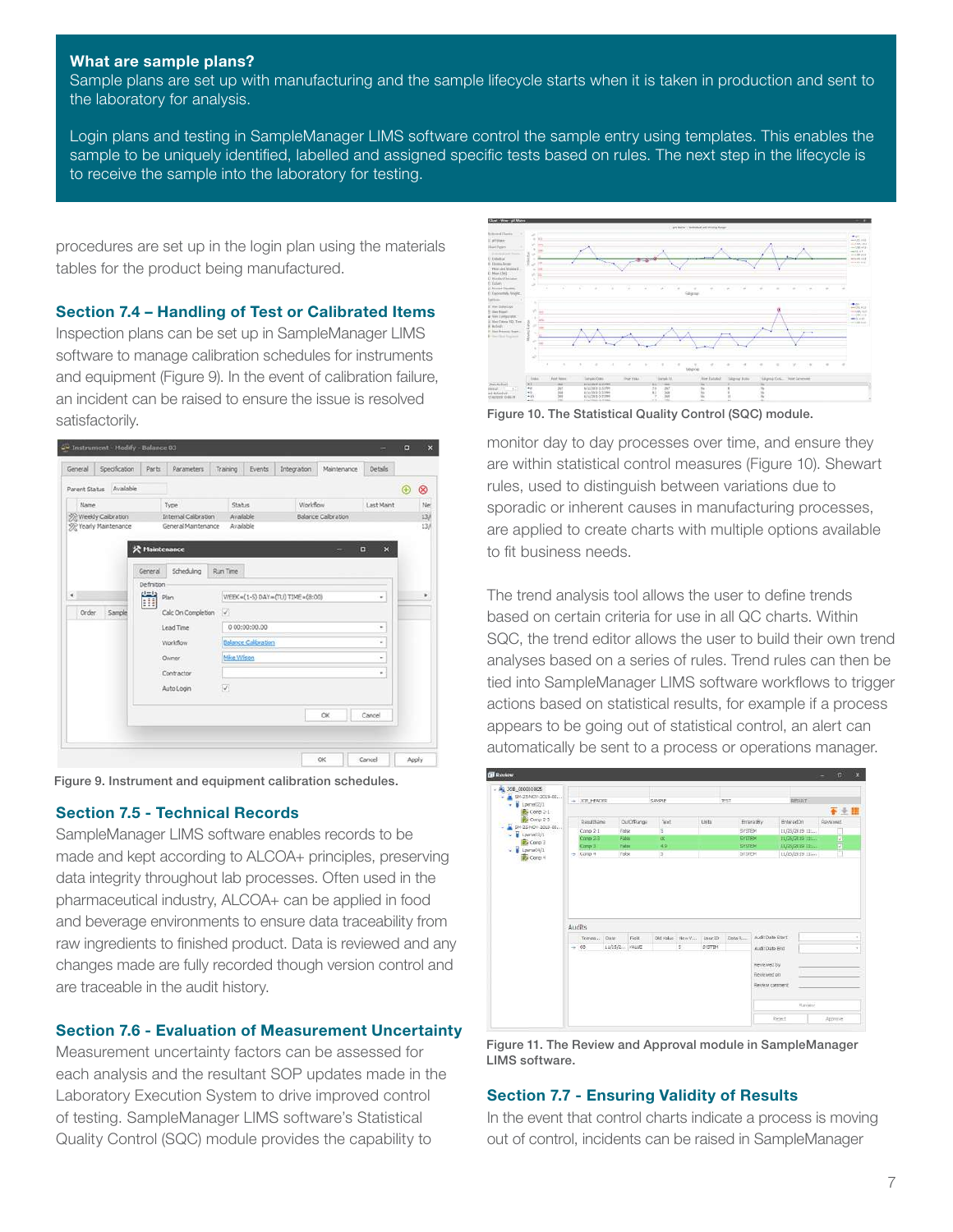**What are sample plans?**
Sample plans are set up with manufacturing and the sample lifecycle starts when it is taken in production and sent to the laboratory for analysis.

Login plans and testing in SampleManager LIMS software control the sample entry using templates. This enables the sample to be uniquely identified, labelled and assigned specific tests based on rules. The next step in the lifecycle is to receive the sample into the laboratory for testing.

procedures are set up in the login plan using the materials tables for the product being manufactured.

### Section 7.4 – Handling of Test or Calibrated Items

Inspection plans can be set up in SampleManager LIMS software to manage calibration schedules for instruments and equipment (Figure 9). In the event of calibration failure, an incident can be raised to ensure the issue is resolved satisfactorily.

Figure 9. Instrument and equipment calibration schedules.

### Section 7.5 - Technical Records

SampleManager LIMS software enables records to be made and kept according to ALCOA+ principles, preserving data integrity throughout lab processes. Often used in the pharmaceutical industry, ALCOA+ can be applied in food and beverage environments to ensure data traceability from raw ingredients to finished product. Data is reviewed and any changes made are fully recorded though version control and are traceable in the audit history.

### Section 7.6 - Evaluation of Measurement Uncertainty

Measurement uncertainty factors can be assessed for each analysis and the resultant SOP updates made in the Laboratory Execution System to drive improved control of testing. SampleManager LIMS software's Statistical Quality Control (SQC) module provides the capability to monitor day to day processes over time, and ensure they are within statistical control measures (Figure 10). Shewart rules, used to distinguish between variations due to sporadic or inherent causes in manufacturing processes, are applied to create charts with multiple options available to fit business needs.

Figure 10. The Statistical Quality Control (SQC) module.

The trend analysis tool allows the user to define trends based on certain criteria for use in all QC charts. Within SQC, the trend editor allows the user to build their own trend analyses based on a series of rules. Trend rules can then be tied into SampleManager LIMS software workflows to trigger actions based on statistical results, for example if a process appears to be going out of statistical control, an alert can automatically be sent to a process or operations manager.

Figure 11. The Review and Approval module in SampleManager LIMS software.

### Section 7.7 - Ensuring Validity of Results

In the event that control charts indicate a process is moving out of control, incidents can be raised in SampleManager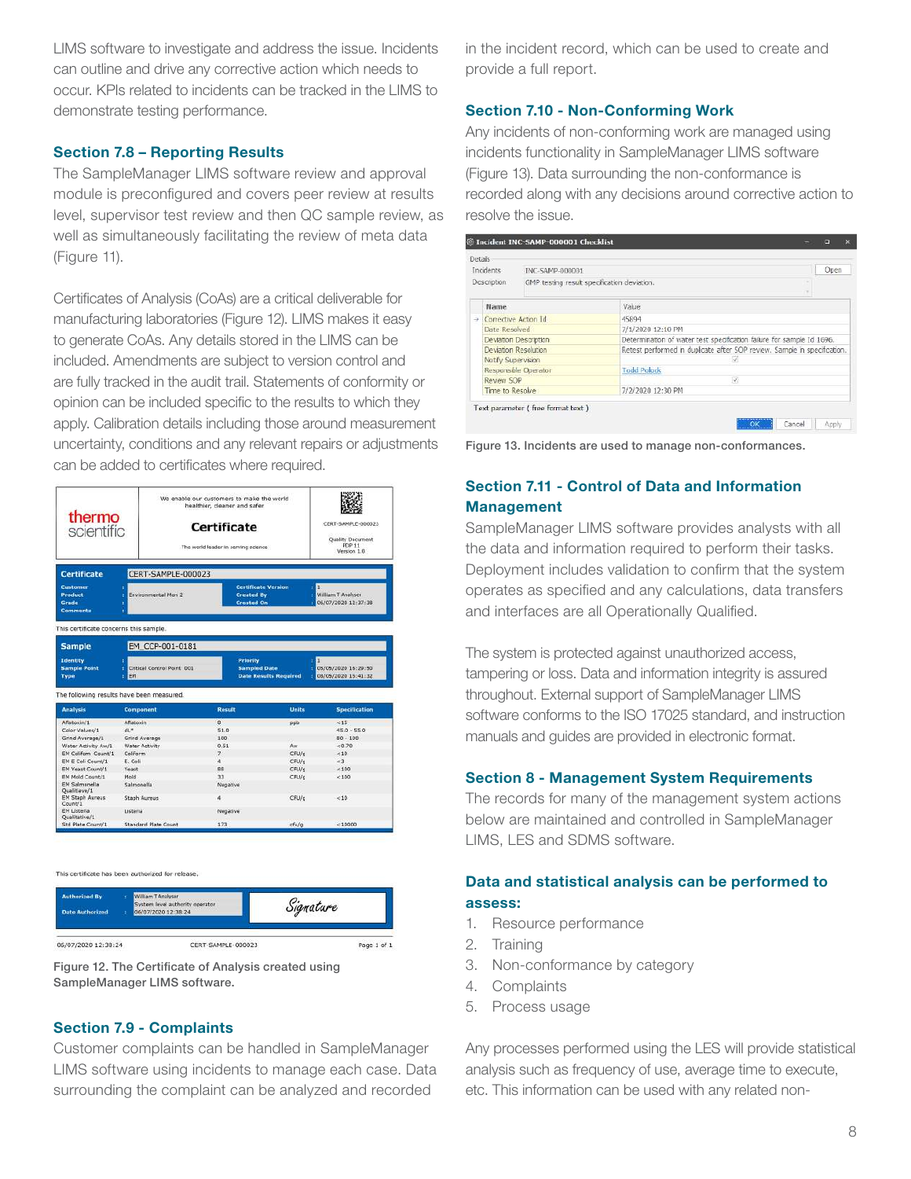LIMS software to investigate and address the issue. Incidents can outline and drive any corrective action which needs to occur. KPIs related to incidents can be tracked in the LIMS to demonstrate testing performance.

### Section 7.8 – Reporting Results

The SampleManager LIMS software review and approval module is preconfigured and covers peer review at results level, supervisor test review and then QC sample review, as well as simultaneously facilitating the review of meta data (Figure 11).

Certificates of Analysis (CoAs) are a critical deliverable for manufacturing laboratories (Figure 12). LIMS makes it easy to generate CoAs. Any details stored in the LIMS can be included. Amendments are subject to version control and are fully tracked in the audit trail. Statements of conformity or opinion can be included specific to the results to which they apply. Calibration details including those around measurement uncertainty, conditions and any relevant repairs or adjustments can be added to certificates where required.

Figure 12. The Certificate of Analysis created using SampleManager LIMS software.

### Section 7.9 - Complaints

Customer complaints can be handled in SampleManager LIMS software using incidents to manage each case. Data surrounding the complaint can be analyzed and recorded in the incident record, which can be used to create and provide a full report.

### Section 7.10 - Non-Conforming Work

Any incidents of non-conforming work are managed using incidents functionality in SampleManager LIMS software (Figure 13). Data surrounding the non-conformance is recorded along with any decisions around corrective action to resolve the issue.

Figure 13. Incidents are used to manage non-conformances.

### Section 7.11 - Control of Data and Information Management

SampleManager LIMS software provides analysts with all the data and information required to perform their tasks. Deployment includes validation to confirm that the system operates as specified and any calculations, data transfers and interfaces are all Operationally Qualified.

The system is protected against unauthorized access, tampering or loss. Data and information integrity is assured throughout. External support of SampleManager LIMS software conforms to the ISO 17025 standard, and instruction manuals and guides are provided in electronic format.

### Section 8 - Management System Requirements

The records for many of the management system actions below are maintained and controlled in SampleManager LIMS, LES and SDMS software.

### Data and statistical analysis can be performed to assess:

1. Resource performance
2. Training
3. Non-conformance by category
4. Complaints
5. Process usage

Any processes performed using the LES will provide statistical analysis such as frequency of use, average time to execute, etc. This information can be used with any related non-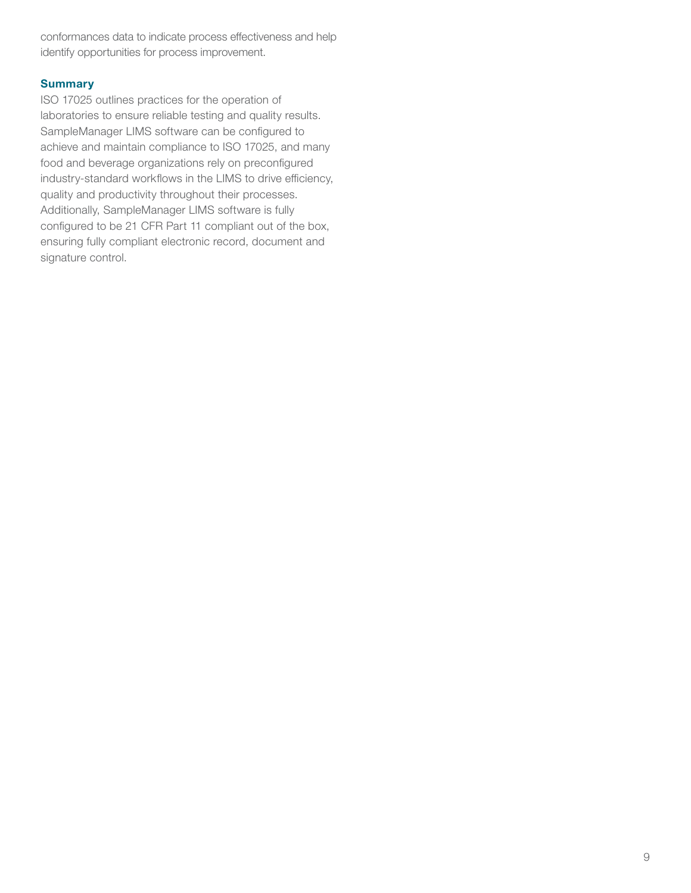conformances data to indicate process effectiveness and help identify opportunities for process improvement.

### Summary

ISO 17025 outlines practices for the operation of laboratories to ensure reliable testing and quality results. SampleManager LIMS software can be configured to achieve and maintain compliance to ISO 17025, and many food and beverage organizations rely on preconfigured industry-standard workflows in the LIMS to drive efficiency, quality and productivity throughout their processes. Additionally, SampleManager LIMS software is fully configured to be 21 CFR Part 11 compliant out of the box, ensuring fully compliant electronic record, document and signature control.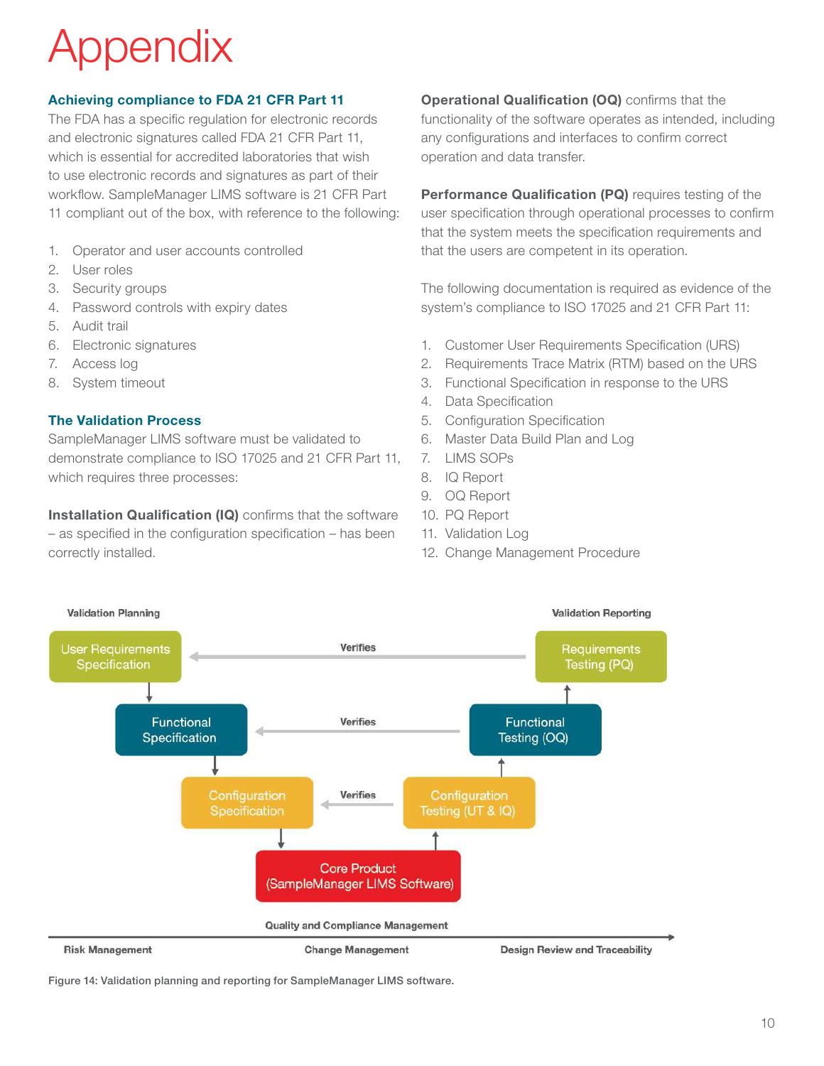# Appendix

## Achieving compliance to FDA 21 CFR Part 11

The FDA has a specific regulation for electronic records and electronic signatures called FDA 21 CFR Part 11, which is essential for accredited laboratories that wish to use electronic records and signatures as part of their workflow. SampleManager LIMS software is 21 CFR Part 11 compliant out of the box, with reference to the following:

1. Operator and user accounts controlled
2. User roles
3. Security groups
4. Password controls with expiry dates
5. Audit trail
6. Electronic signatures
7. Access log
8. System timeout

## The Validation Process

SampleManager LIMS software must be validated to demonstrate compliance to ISO 17025 and 21 CFR Part 11, which requires three processes:

**Installation Qualification (IQ)** confirms that the software – as specified in the configuration specification – has been correctly installed.

**Operational Qualification (OQ)** confirms that the functionality of the software operates as intended, including any configurations and interfaces to confirm correct operation and data transfer.

**Performance Qualification (PQ)** requires testing of the user specification through operational processes to confirm that the system meets the specification requirements and that the users are competent in its operation.

The following documentation is required as evidence of the system's compliance to ISO 17025 and 21 CFR Part 11:

1. Customer User Requirements Specification (URS)
2. Requirements Trace Matrix (RTM) based on the URS
3. Functional Specification in response to the URS
4. Data Specification
5. Configuration Specification
6. Master Data Build Plan and Log
7. LIMS SOPs
8. IQ Report
9. OQ Report
10. PQ Report
11. Validation Log
12. Change Management Procedure

Validation Planning

Validation Reporting

User Requirements Specification ← Verifies — Requirements Testing (PQ)

Functional Specification ← Verifies — Functional Testing (OQ)

Configuration Specification ← Verifies — Configuration Testing (UT & IQ)

Core Product (SampleManager LIMS Software)

Quality and Compliance Management

Risk Management — Change Management — Design Review and Traceability

Figure 14: Validation planning and reporting for SampleManager LIMS software.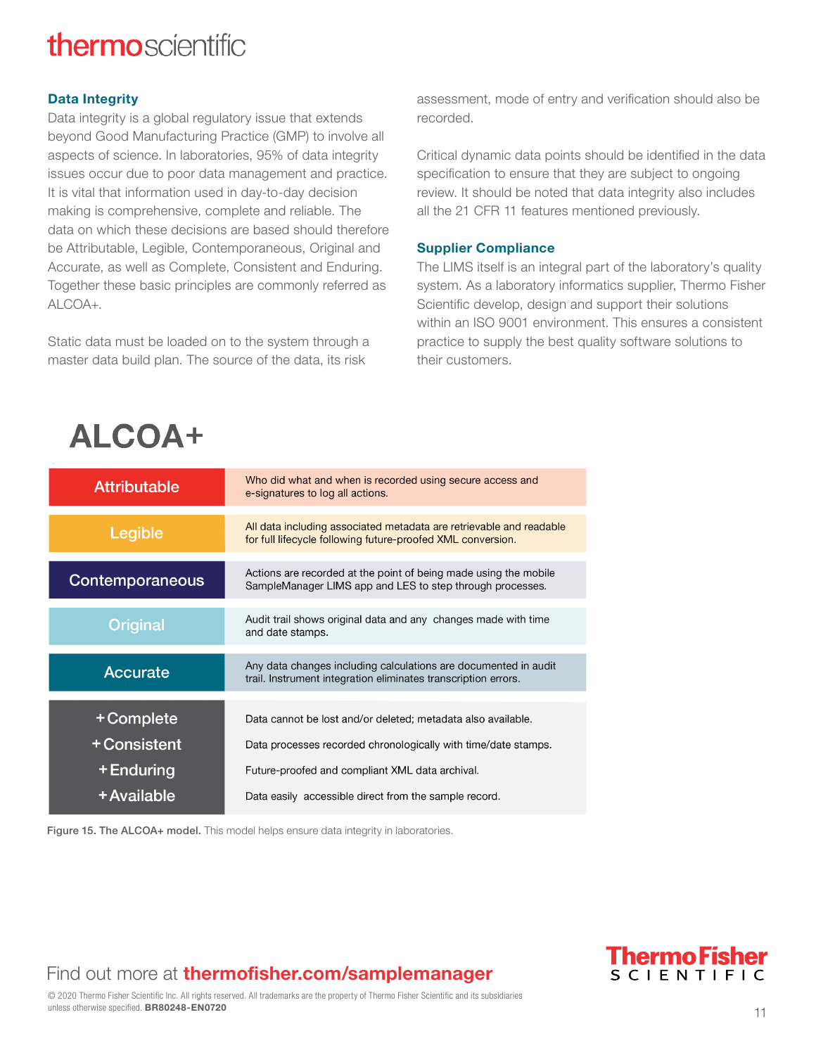### Data Integrity

Data integrity is a global regulatory issue that extends beyond Good Manufacturing Practice (GMP) to involve all aspects of science. In laboratories, 95% of data integrity issues occur due to poor data management and practice. It is vital that information used in day-to-day decision making is comprehensive, complete and reliable. The data on which these decisions are based should therefore be Attributable, Legible, Contemporaneous, Original and Accurate, as well as Complete, Consistent and Enduring. Together these basic principles are commonly referred as ALCOA+.

Static data must be loaded on to the system through a master data build plan. The source of the data, its risk assessment, mode of entry and verification should also be recorded.

Critical dynamic data points should be identified in the data specification to ensure that they are subject to ongoing review. It should be noted that data integrity also includes all the 21 CFR 11 features mentioned previously.

### Supplier Compliance

The LIMS itself is an integral part of the laboratory's quality system. As a laboratory informatics supplier, Thermo Fisher Scientific develop, design and support their solutions within an ISO 9001 environment. This ensures a consistent practice to supply the best quality software solutions to their customers.

## ALCOA+

| | |
|---|---|
| Attributable | Who did what and when is recorded using secure access and e-signatures to log all actions. |
| Legible | All data including associated metadata are retrievable and readable for full lifecycle following future-proofed XML conversion. |
| Contemporaneous | Actions are recorded at the point of being made using the mobile SampleManager LIMS app and LES to step through processes. |
| Original | Audit trail shows original data and any changes made with time and date stamps. |
| Accurate | Any data changes including calculations are documented in audit trail. Instrument integration eliminates transcription errors. |
| + Complete | Data cannot be lost and/or deleted; metadata also available. |
| + Consistent | Data processes recorded chronologically with time/date stamps. |
| + Enduring | Future-proofed and compliant XML data archival. |
| + Available | Data easily accessible direct from the sample record. |

**Figure 15. The ALCOA+ model.** This model helps ensure data integrity in laboratories.

Find out more at **thermofisher.com/samplemanager**

© 2020 Thermo Fisher Scientific Inc. All rights reserved. All trademarks are the property of Thermo Fisher Scientific and its subsidiaries unless otherwise specified. **BR80248-EN0720**